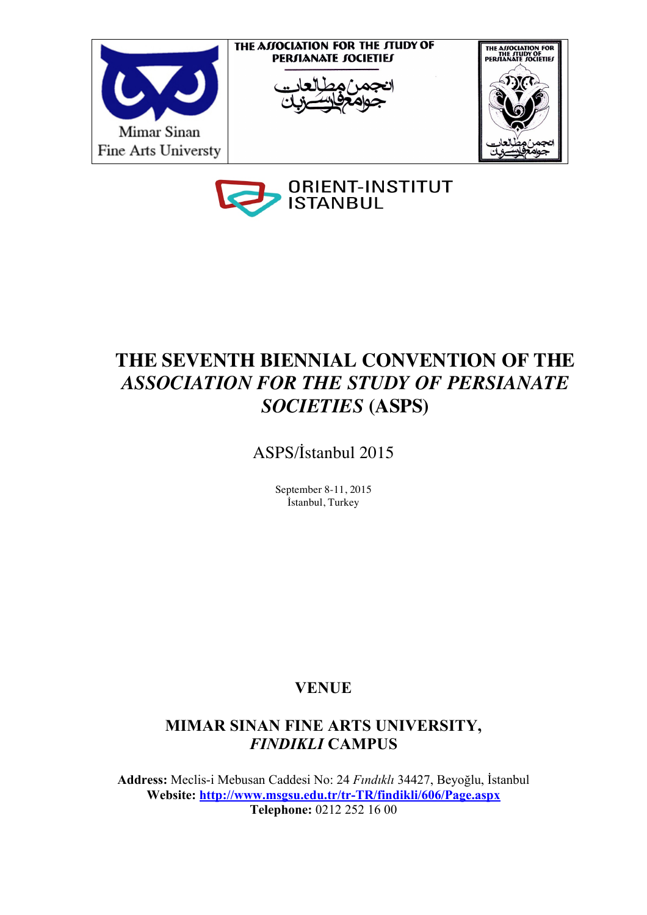Mimar Sinan
Fine Arts Universty

THE ASSOCIATION FOR THE STUDY OF PERSIANATE SOCIETIES

انجمن مطالعات جوامع فارسی‌زبان

THE ASSOCIATION FOR THE STUDY OF PERSIANATE SOCIETIES

انجمن مطالعات جوامع فارسی‌زبان

ORIENT-INSTITUT ISTANBUL

# THE SEVENTH BIENNIAL CONVENTION OF THE *ASSOCIATION FOR THE STUDY OF PERSIANATE SOCIETIES* (ASPS)

ASPS/İstanbul 2015

September 8-11, 2015
İstanbul, Turkey

## VENUE

## MIMAR SINAN FINE ARTS UNIVERSITY, *FINDIKLI* CAMPUS

**Address:** Meclis-i Mebusan Caddesi No: 24 *Fındıklı* 34427, Beyoğlu, İstanbul
**Website:** http://www.msgsu.edu.tr/tr-TR/findikli/606/Page.aspx
**Telephone:** 0212 252 16 00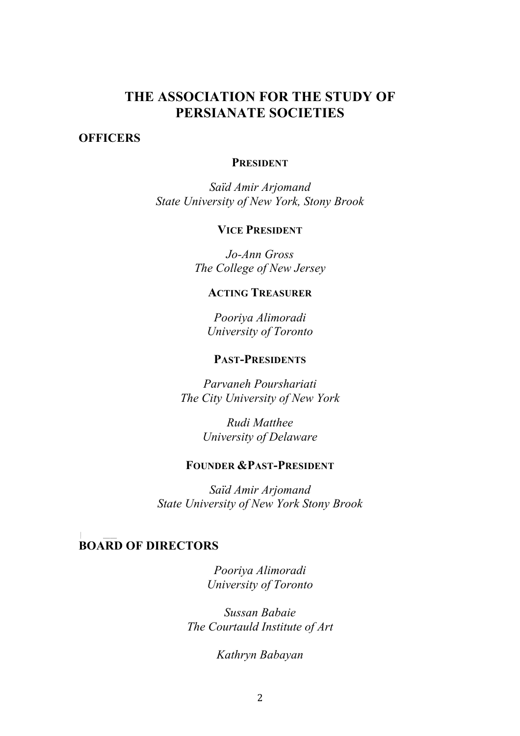# THE ASSOCIATION FOR THE STUDY OF PERSIANATE SOCIETIES

## OFFICERS

**PRESIDENT**

*Saïd Amir Arjomand*
*State University of New York, Stony Brook*

**VICE PRESIDENT**

*Jo-Ann Gross*
*The College of New Jersey*

**ACTING TREASURER**

*Pooriya Alimoradi*
*University of Toronto*

**PAST-PRESIDENTS**

*Parvaneh Pourshariati*
*The City University of New York*

*Rudi Matthee*
*University of Delaware*

**FOUNDER &PAST-PRESIDENT**

*Saïd Amir Arjomand*
*State University of New York Stony Brook*

## BOARD OF DIRECTORS

*Pooriya Alimoradi*
*University of Toronto*

*Sussan Babaie*
*The Courtauld Institute of Art*

*Kathryn Babayan*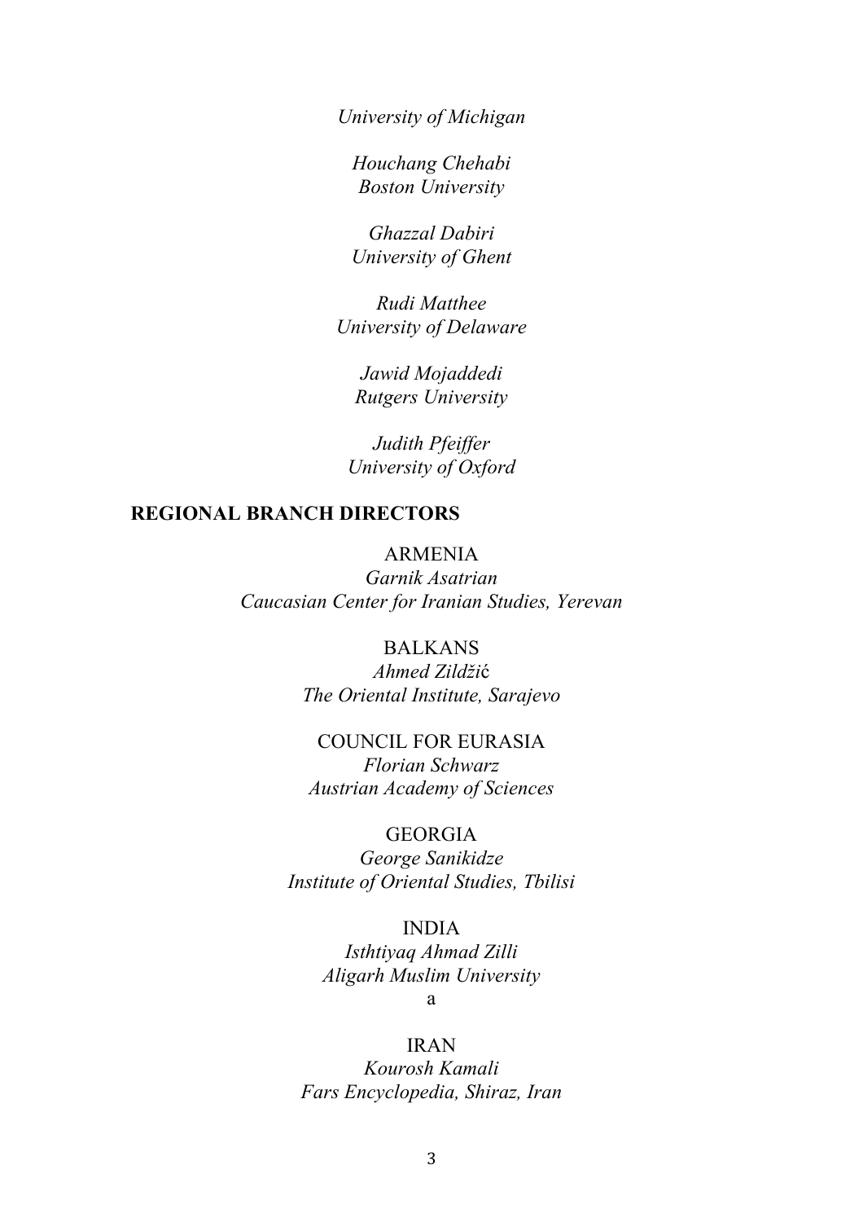*University of Michigan*

*Houchang Chehabi*
*Boston University*

*Ghazzal Dabiri*
*University of Ghent*

*Rudi Matthee*
*University of Delaware*

*Jawid Mojaddedi*
*Rutgers University*

*Judith Pfeiffer*
*University of Oxford*

**REGIONAL BRANCH DIRECTORS**

ARMENIA
*Garnik Asatrian*
*Caucasian Center for Iranian Studies, Yerevan*

BALKANS
*Ahmed Zildžić*
*The Oriental Institute, Sarajevo*

COUNCIL FOR EURASIA
*Florian Schwarz*
*Austrian Academy of Sciences*

GEORGIA
*George Sanikidze*
*Institute of Oriental Studies, Tbilisi*

INDIA
*Isthtiyaq Ahmad Zilli*
*Aligarh Muslim University*
a

IRAN
*Kourosh Kamali*
*Fars Encyclopedia, Shiraz, Iran*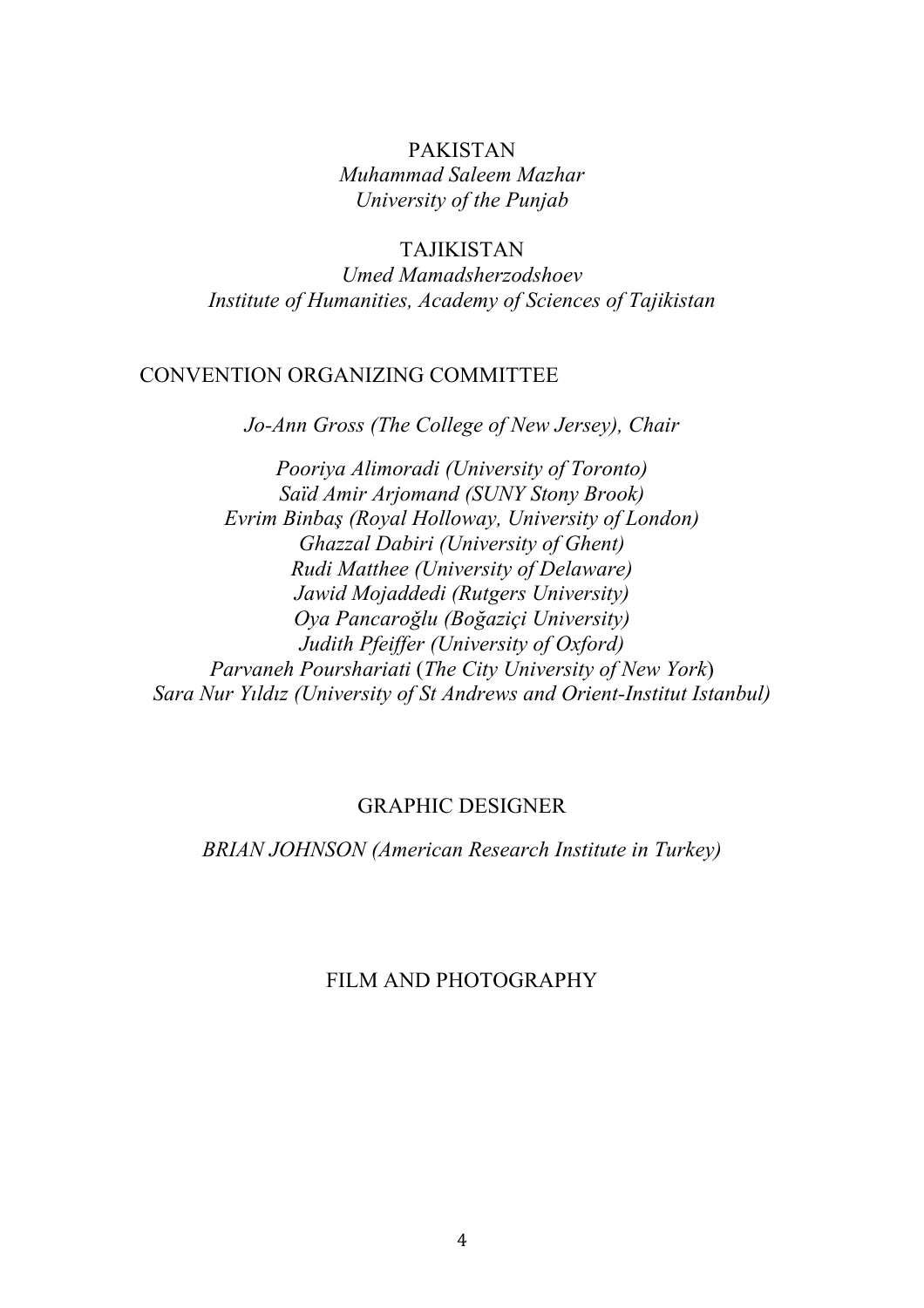PAKISTAN
*Muhammad Saleem Mazhar*
*University of the Punjab*

TAJIKISTAN
*Umed Mamadsherzodshoev*
*Institute of Humanities, Academy of Sciences of Tajikistan*

## CONVENTION ORGANIZING COMMITTEE

*Jo-Ann Gross (The College of New Jersey), Chair*

*Pooriya Alimoradi (University of Toronto)*
*Saïd Amir Arjomand (SUNY Stony Brook)*
*Evrim Binbaş (Royal Holloway, University of London)*
*Ghazzal Dabiri (University of Ghent)*
*Rudi Matthee (University of Delaware)*
*Jawid Mojaddedi (Rutgers University)*
*Oya Pancaroğlu (Boğaziçi University)*
*Judith Pfeiffer (University of Oxford)*
*Parvaneh Pourshariati* (*The City University of New York*)
*Sara Nur Yıldız (University of St Andrews and Orient-Institut Istanbul)*

## GRAPHIC DESIGNER

*BRIAN JOHNSON (American Research Institute in Turkey)*

## FILM AND PHOTOGRAPHY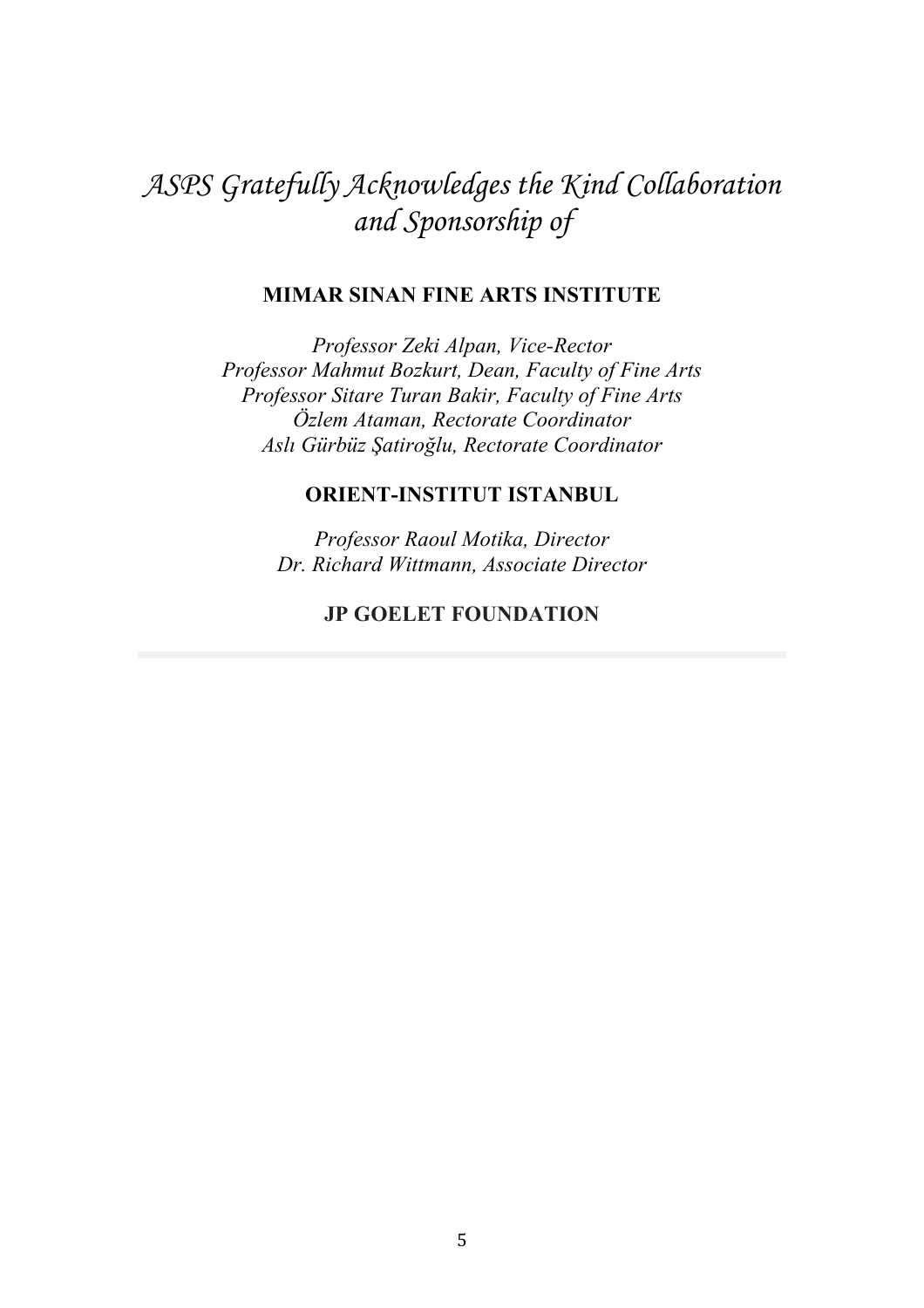# *ASPS Gratefully Acknowledges the Kind Collaboration and Sponsorship of*

**MIMAR SINAN FINE ARTS INSTITUTE**

*Professor Zeki Alpan, Vice-Rector*
*Professor Mahmut Bozkurt, Dean, Faculty of Fine Arts*
*Professor Sitare Turan Bakir, Faculty of Fine Arts*
*Özlem Ataman, Rectorate Coordinator*
*Aslı Gürbüz Şatiroğlu, Rectorate Coordinator*

**ORIENT-INSTITUT ISTANBUL**

*Professor Raoul Motika, Director*
*Dr. Richard Wittmann, Associate Director*

**JP GOELET FOUNDATION**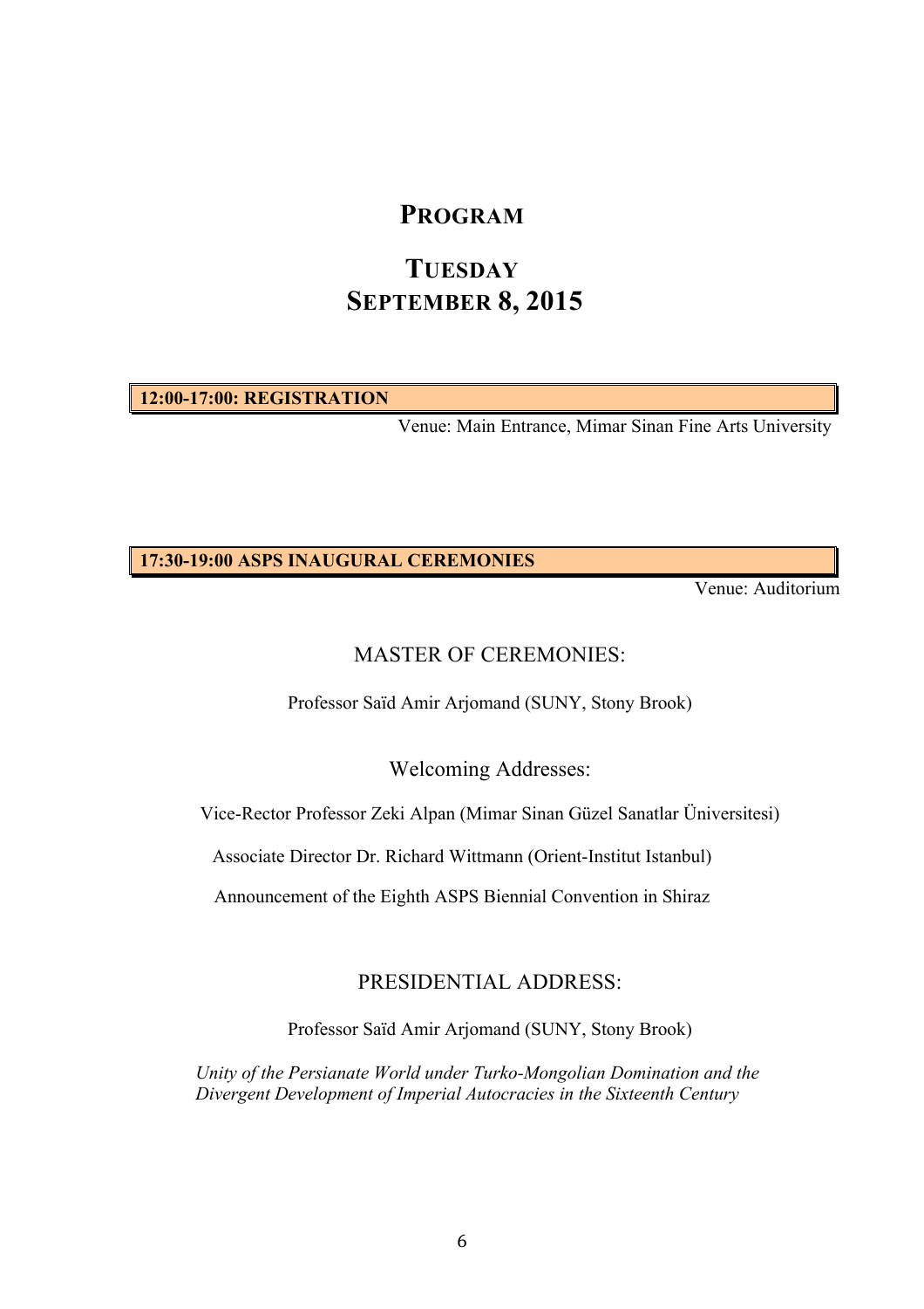# PROGRAM

## TUESDAY
## SEPTEMBER 8, 2015

**12:00-17:00: REGISTRATION**

Venue: Main Entrance, Mimar Sinan Fine Arts University

**17:30-19:00 ASPS INAUGURAL CEREMONIES**

Venue: Auditorium

### MASTER OF CEREMONIES:

Professor Saïd Amir Arjomand (SUNY, Stony Brook)

### Welcoming Addresses:

Vice-Rector Professor Zeki Alpan (Mimar Sinan Güzel Sanatlar Üniversitesi)

Associate Director Dr. Richard Wittmann (Orient-Institut Istanbul)

Announcement of the Eighth ASPS Biennial Convention in Shiraz

### PRESIDENTIAL ADDRESS:

Professor Saïd Amir Arjomand (SUNY, Stony Brook)

*Unity of the Persianate World under Turko-Mongolian Domination and the Divergent Development of Imperial Autocracies in the Sixteenth Century*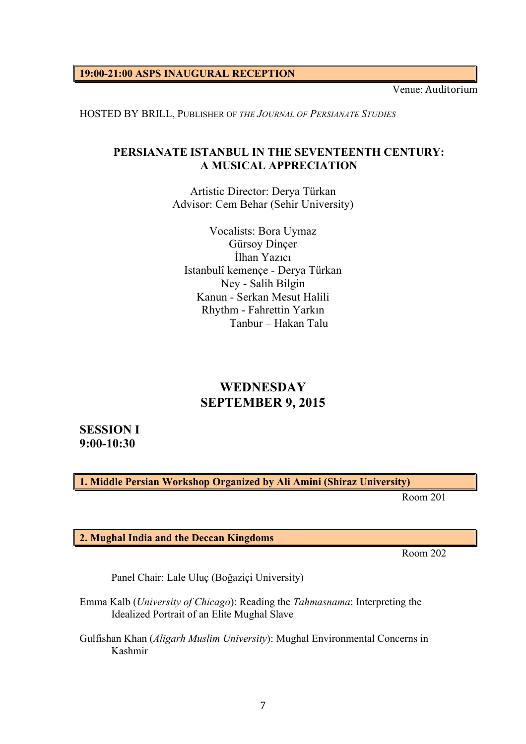**19:00-21:00 ASPS INAUGURAL RECEPTION**

Venue: Auditorium

HOSTED BY BRILL, PUBLISHER OF *THE JOURNAL OF PERSIANATE STUDIES*

**PERSIANATE ISTANBUL IN THE SEVENTEENTH CENTURY: A MUSICAL APPRECIATION**

Artistic Director: Derya Türkan
Advisor: Cem Behar (Sehir University)

Vocalists: Bora Uymaz
Gürsoy Dinçer
İlhan Yazıcı
Istanbulî kemençe - Derya Türkan
Ney - Salih Bilgin
Kanun - Serkan Mesut Halili
Rhythm - Fahrettin Yarkın
Tanbur – Hakan Talu

## WEDNESDAY SEPTEMBER 9, 2015

### SESSION I 9:00-10:30

**1. Middle Persian Workshop Organized by Ali Amini (Shiraz University)**

Room 201

**2. Mughal India and the Deccan Kingdoms**

Room 202

Panel Chair: Lale Uluç (Boğaziçi University)

Emma Kalb (*University of Chicago*): Reading the *Tahmasnama*: Interpreting the Idealized Portrait of an Elite Mughal Slave

Gulfishan Khan (*Aligarh Muslim University*): Mughal Environmental Concerns in Kashmir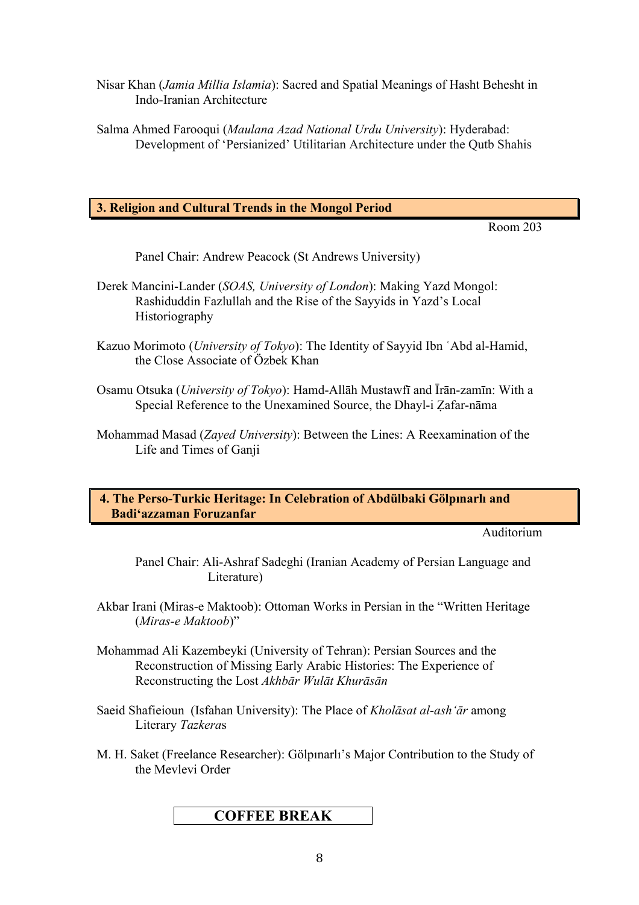Nisar Khan (*Jamia Millia Islamia*): Sacred and Spatial Meanings of Hasht Behesht in Indo-Iranian Architecture

Salma Ahmed Farooqui (*Maulana Azad National Urdu University*): Hyderabad: Development of 'Persianized' Utilitarian Architecture under the Qutb Shahis

## 3. Religion and Cultural Trends in the Mongol Period

Room 203

Panel Chair: Andrew Peacock (St Andrews University)

Derek Mancini-Lander (*SOAS, University of London*): Making Yazd Mongol: Rashiduddin Fazlullah and the Rise of the Sayyids in Yazd's Local Historiography

Kazuo Morimoto (*University of Tokyo*): The Identity of Sayyid Ibn ʿAbd al-Hamid, the Close Associate of Özbek Khan

Osamu Otsuka (*University of Tokyo*): Hamd-Allāh Mustawfī and Īrān-zamīn: With a Special Reference to the Unexamined Source, the Dhayl-i Ẓafar-nāma

Mohammad Masad (*Zayed University*): Between the Lines: A Reexamination of the Life and Times of Ganji

## 4. The Perso-Turkic Heritage: In Celebration of Abdülbaki Gölpınarlı and Badi'azzaman Foruzanfar

Auditorium

Panel Chair: Ali-Ashraf Sadeghi (Iranian Academy of Persian Language and Literature)

Akbar Irani (Miras-e Maktoob): Ottoman Works in Persian in the "Written Heritage (*Miras-e Maktoob*)"

Mohammad Ali Kazembeyki (University of Tehran): Persian Sources and the Reconstruction of Missing Early Arabic Histories: The Experience of Reconstructing the Lost *Akhbār Wulāt Khurāsān*

Saeid Shafieioun (Isfahan University): The Place of *Kholāsat al-ash'ār* among Literary *Tazkera*s

M. H. Saket (Freelance Researcher): Gölpınarlı's Major Contribution to the Study of the Mevlevi Order

**COFFEE BREAK**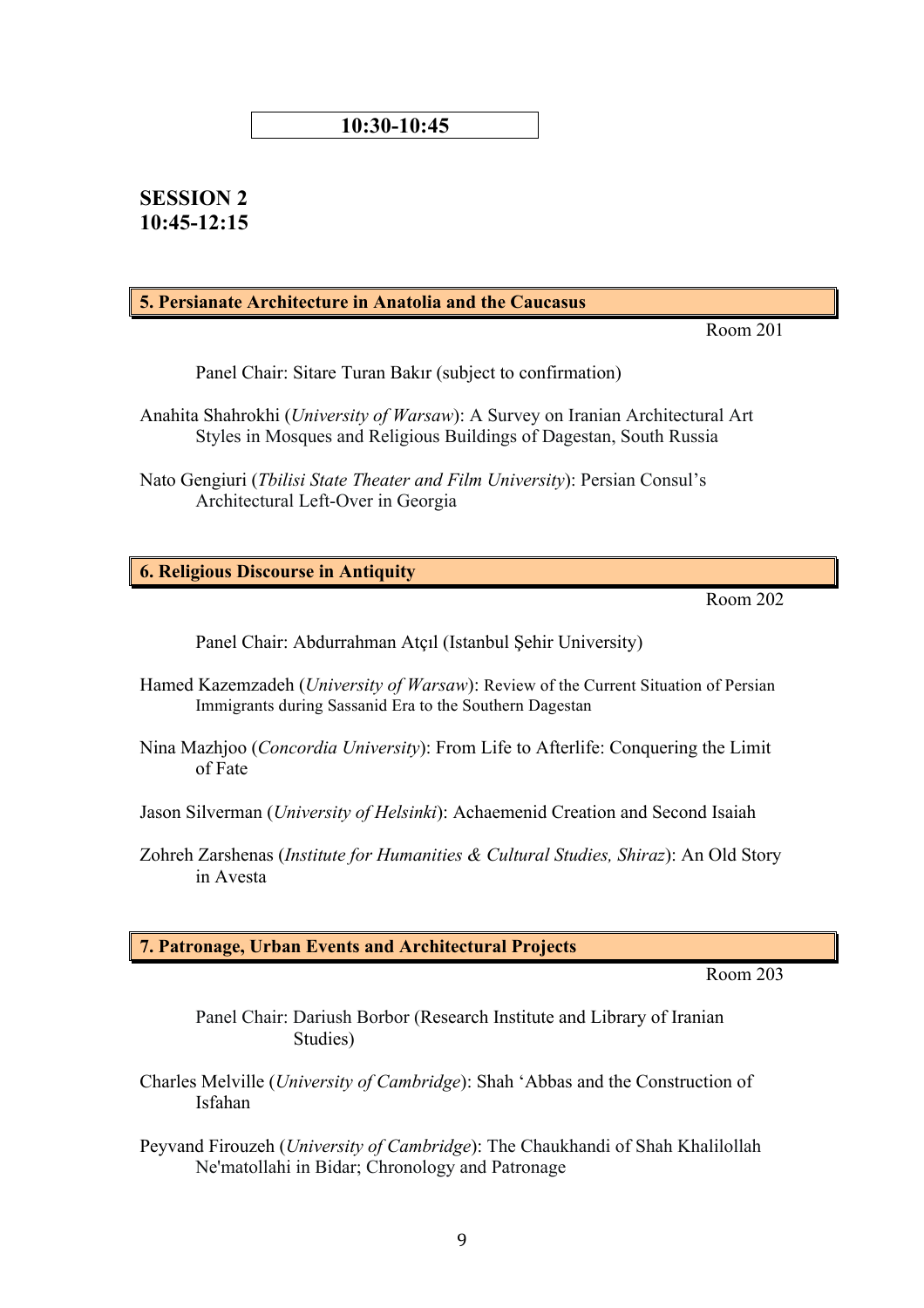**10:30-10:45**

## SESSION 2
## 10:45-12:15

### 5. Persianate Architecture in Anatolia and the Caucasus

Room 201

Panel Chair: Sitare Turan Bakır (subject to confirmation)

Anahita Shahrokhi (*University of Warsaw*): A Survey on Iranian Architectural Art Styles in Mosques and Religious Buildings of Dagestan, South Russia

Nato Gengiuri (*Tbilisi State Theater and Film University*): Persian Consul's Architectural Left-Over in Georgia

### 6. Religious Discourse in Antiquity

Room 202

Panel Chair: Abdurrahman Atçıl (Istanbul Şehir University)

Hamed Kazemzadeh (*University of Warsaw*): Review of the Current Situation of Persian Immigrants during Sassanid Era to the Southern Dagestan

Nina Mazhjoo (*Concordia University*): From Life to Afterlife: Conquering the Limit of Fate

Jason Silverman (*University of Helsinki*): Achaemenid Creation and Second Isaiah

Zohreh Zarshenas (*Institute for Humanities & Cultural Studies, Shiraz*): An Old Story in Avesta

### 7. Patronage, Urban Events and Architectural Projects

Room 203

Panel Chair: Dariush Borbor (Research Institute and Library of Iranian Studies)

Charles Melville (*University of Cambridge*): Shah 'Abbas and the Construction of Isfahan

Peyvand Firouzeh (*University of Cambridge*): The Chaukhandi of Shah Khalilollah Ne'matollahi in Bidar; Chronology and Patronage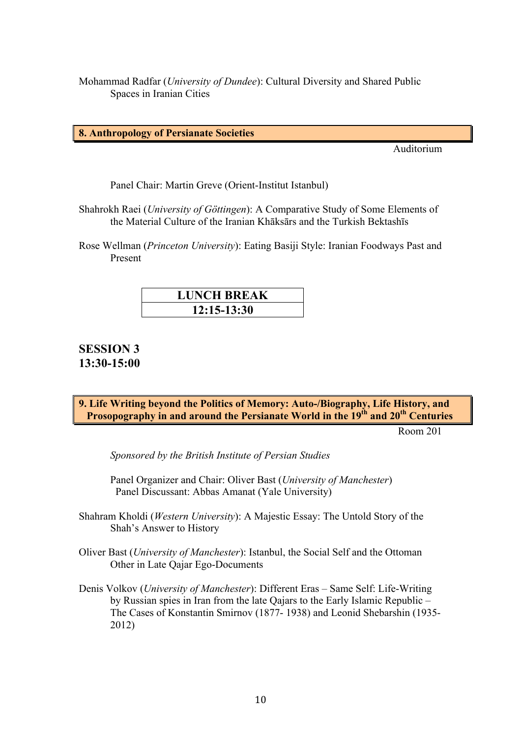Mohammad Radfar (*University of Dundee*): Cultural Diversity and Shared Public Spaces in Iranian Cities

## 8. Anthropology of Persianate Societies

Auditorium

Panel Chair: Martin Greve (Orient-Institut Istanbul)

Shahrokh Raei (*University of Göttingen*): A Comparative Study of Some Elements of the Material Culture of the Iranian Khāksārs and the Turkish Bektashīs

Rose Wellman (*Princeton University*): Eating Basiji Style: Iranian Foodways Past and Present

| LUNCH BREAK |
| --- |
| 12:15-13:30 |

# SESSION 3
# 13:30-15:00

## 9. Life Writing beyond the Politics of Memory: Auto-/Biography, Life History, and Prosopography in and around the Persianate World in the 19th and 20th Centuries

Room 201

*Sponsored by the British Institute of Persian Studies*

Panel Organizer and Chair: Oliver Bast (*University of Manchester*)
Panel Discussant: Abbas Amanat (Yale University)

Shahram Kholdi (*Western University*): A Majestic Essay: The Untold Story of the Shah's Answer to History

Oliver Bast (*University of Manchester*): Istanbul, the Social Self and the Ottoman Other in Late Qajar Ego-Documents

Denis Volkov (*University of Manchester*): Different Eras – Same Self: Life-Writing by Russian spies in Iran from the late Qajars to the Early Islamic Republic – The Cases of Konstantin Smirnov (1877- 1938) and Leonid Shebarshin (1935-2012)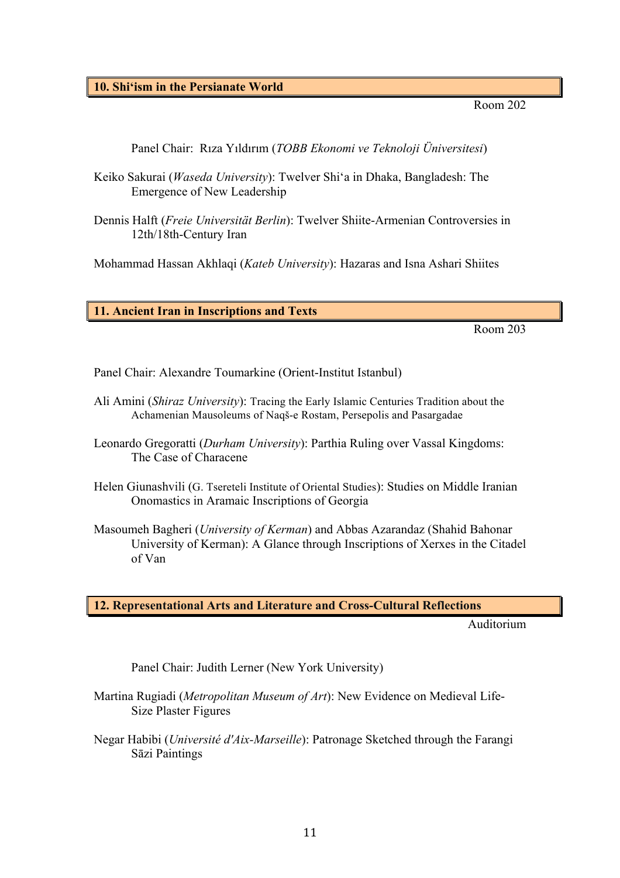## 10. Shi'ism in the Persianate World

Room 202

Panel Chair: Rıza Yıldırım (*TOBB Ekonomi ve Teknoloji Üniversitesi*)

Keiko Sakurai (*Waseda University*): Twelver Shi'a in Dhaka, Bangladesh: The Emergence of New Leadership

Dennis Halft (*Freie Universität Berlin*): Twelver Shiite-Armenian Controversies in 12th/18th-Century Iran

Mohammad Hassan Akhlaqi (*Kateb University*): Hazaras and Isna Ashari Shiites

## 11. Ancient Iran in Inscriptions and Texts

Room 203

Panel Chair: Alexandre Toumarkine (Orient-Institut Istanbul)

Ali Amini (*Shiraz University*): Tracing the Early Islamic Centuries Tradition about the Achamenian Mausoleums of Naqš-e Rostam, Persepolis and Pasargadae

Leonardo Gregoratti (*Durham University*): Parthia Ruling over Vassal Kingdoms: The Case of Characene

Helen Giunashvili (G. Tsereteli Institute of Oriental Studies): Studies on Middle Iranian Onomastics in Aramaic Inscriptions of Georgia

Masoumeh Bagheri (*University of Kerman*) and Abbas Azarandaz (Shahid Bahonar University of Kerman): A Glance through Inscriptions of Xerxes in the Citadel of Van

## 12. Representational Arts and Literature and Cross-Cultural Reflections

Auditorium

Panel Chair: Judith Lerner (New York University)

Martina Rugiadi (*Metropolitan Museum of Art*): New Evidence on Medieval Life-Size Plaster Figures

Negar Habibi (*Université d'Aix-Marseille*): Patronage Sketched through the Farangi Sāzi Paintings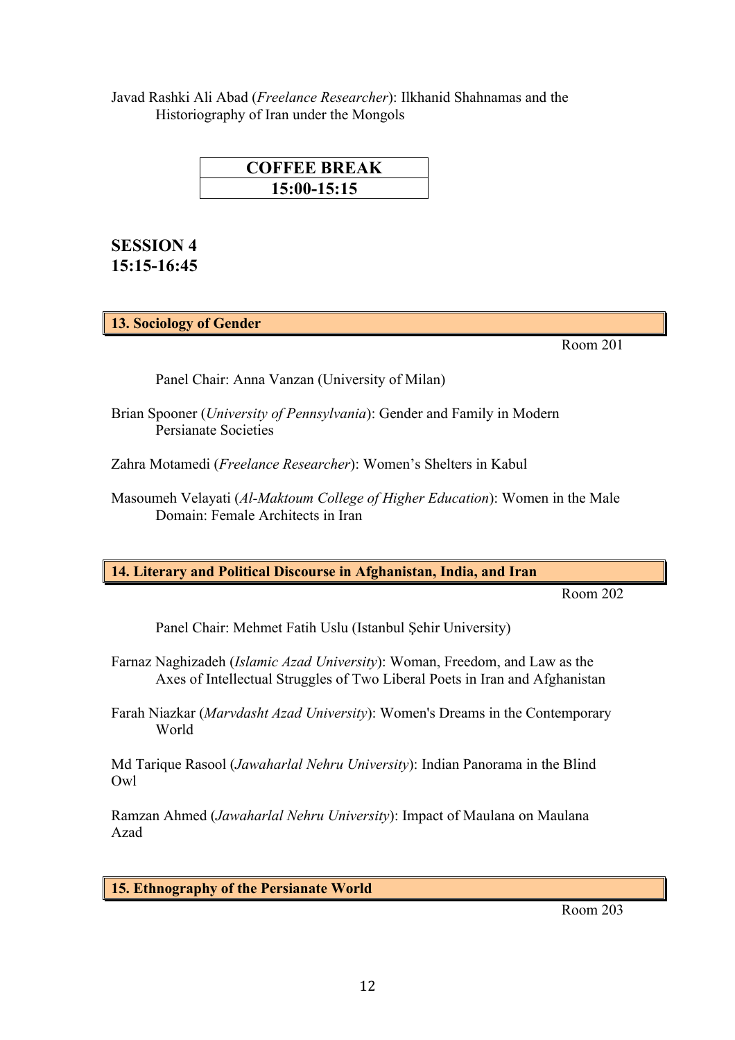Javad Rashki Ali Abad (*Freelance Researcher*): Ilkhanid Shahnamas and the Historiography of Iran under the Mongols

| COFFEE BREAK |
|---|
| 15:00-15:15 |

## SESSION 4
## 15:15-16:45

### 13. Sociology of Gender

Room 201

Panel Chair: Anna Vanzan (University of Milan)

Brian Spooner (*University of Pennsylvania*): Gender and Family in Modern Persianate Societies

Zahra Motamedi (*Freelance Researcher*): Women's Shelters in Kabul

Masoumeh Velayati (*Al-Maktoum College of Higher Education*): Women in the Male Domain: Female Architects in Iran

### 14. Literary and Political Discourse in Afghanistan, India, and Iran

Room 202

Panel Chair: Mehmet Fatih Uslu (Istanbul Şehir University)

Farnaz Naghizadeh (*Islamic Azad University*): Woman, Freedom, and Law as the Axes of Intellectual Struggles of Two Liberal Poets in Iran and Afghanistan

Farah Niazkar (*Marvdasht Azad University*): Women's Dreams in the Contemporary World

Md Tarique Rasool (*Jawaharlal Nehru University*): Indian Panorama in the Blind Owl

Ramzan Ahmed (*Jawaharlal Nehru University*): Impact of Maulana on Maulana Azad

### 15. Ethnography of the Persianate World

Room 203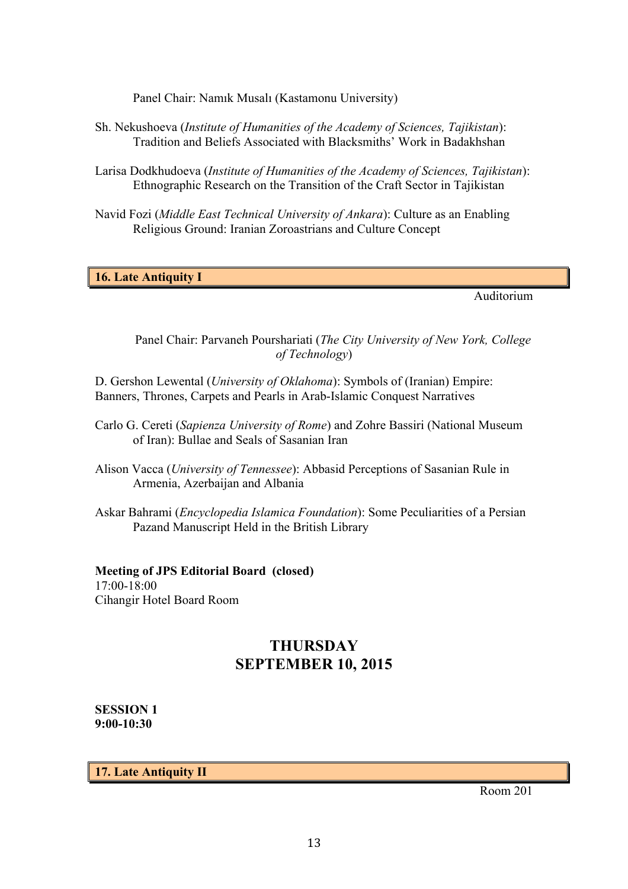Panel Chair: Namık Musalı (Kastamonu University)

Sh. Nekushoeva (*Institute of Humanities of the Academy of Sciences, Tajikistan*): Tradition and Beliefs Associated with Blacksmiths' Work in Badakhshan

Larisa Dodkhudoeva (*Institute of Humanities of the Academy of Sciences, Tajikistan*): Ethnographic Research on the Transition of the Craft Sector in Tajikistan

Navid Fozi (*Middle East Technical University of Ankara*): Culture as an Enabling Religious Ground: Iranian Zoroastrians and Culture Concept

### 16. Late Antiquity I

Auditorium

Panel Chair: Parvaneh Pourshariati (*The City University of New York, College of Technology*)

D. Gershon Lewental (*University of Oklahoma*): Symbols of (Iranian) Empire: Banners, Thrones, Carpets and Pearls in Arab-Islamic Conquest Narratives

Carlo G. Cereti (*Sapienza University of Rome*) and Zohre Bassiri (National Museum of Iran): Bullae and Seals of Sasanian Iran

Alison Vacca (*University of Tennessee*): Abbasid Perceptions of Sasanian Rule in Armenia, Azerbaijan and Albania

Askar Bahrami (*Encyclopedia Islamica Foundation*): Some Peculiarities of a Persian Pazand Manuscript Held in the British Library

**Meeting of JPS Editorial Board (closed)**
17:00-18:00
Cihangir Hotel Board Room

## THURSDAY
## SEPTEMBER 10, 2015

**SESSION 1**
**9:00-10:30**

### 17. Late Antiquity II

Room 201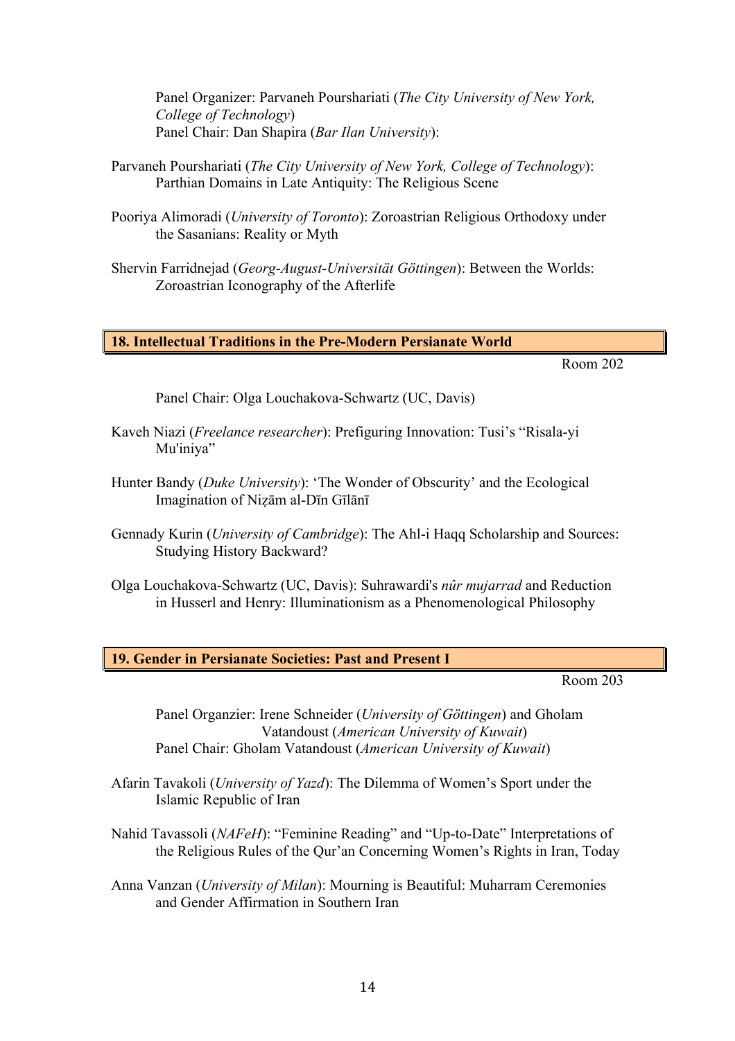Panel Organizer: Parvaneh Pourshariati (*The City University of New York, College of Technology*)
Panel Chair: Dan Shapira (*Bar Ilan University*):

Parvaneh Pourshariati (*The City University of New York, College of Technology*): Parthian Domains in Late Antiquity: The Religious Scene

Pooriya Alimoradi (*University of Toronto*): Zoroastrian Religious Orthodoxy under the Sasanians: Reality or Myth

Shervin Farridnejad (*Georg-August-Universität Göttingen*): Between the Worlds: Zoroastrian Iconography of the Afterlife

## 18. Intellectual Traditions in the Pre-Modern Persianate World

Room 202

Panel Chair: Olga Louchakova-Schwartz (UC, Davis)

Kaveh Niazi (*Freelance researcher*): Prefiguring Innovation: Tusi's "Risala-yi Mu'iniya"

Hunter Bandy (*Duke University*): 'The Wonder of Obscurity' and the Ecological Imagination of Niẓām al-Dīn Gīlānī

Gennady Kurin (*University of Cambridge*): The Ahl-i Haqq Scholarship and Sources: Studying History Backward?

Olga Louchakova-Schwartz (UC, Davis): Suhrawardi's *nûr mujarrad* and Reduction in Husserl and Henry: Illuminationism as a Phenomenological Philosophy

## 19. Gender in Persianate Societies: Past and Present I

Room 203

Panel Organzier: Irene Schneider (*University of Göttingen*) and Gholam Vatandoust (*American University of Kuwait*)
Panel Chair: Gholam Vatandoust (*American University of Kuwait*)

Afarin Tavakoli (*University of Yazd*): The Dilemma of Women's Sport under the Islamic Republic of Iran

Nahid Tavassoli (*NAFeH*): "Feminine Reading" and "Up-to-Date" Interpretations of the Religious Rules of the Qur'an Concerning Women's Rights in Iran, Today

Anna Vanzan (*University of Milan*): Mourning is Beautiful: Muharram Ceremonies and Gender Affirmation in Southern Iran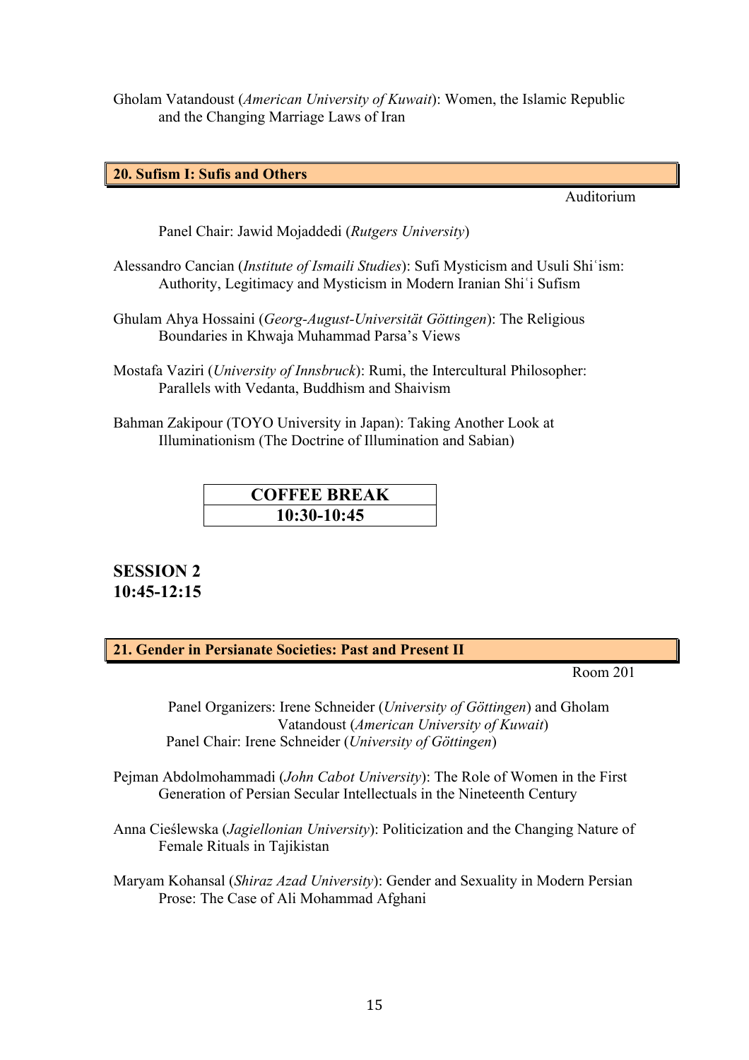Gholam Vatandoust (*American University of Kuwait*): Women, the Islamic Republic and the Changing Marriage Laws of Iran

### 20. Sufism I: Sufis and Others

Auditorium

Panel Chair: Jawid Mojaddedi (*Rutgers University*)

Alessandro Cancian (*Institute of Ismaili Studies*): Sufi Mysticism and Usuli Shiʿism: Authority, Legitimacy and Mysticism in Modern Iranian Shiʿi Sufism

Ghulam Ahya Hossaini (*Georg-August-Universität Göttingen*): The Religious Boundaries in Khwaja Muhammad Parsa's Views

Mostafa Vaziri (*University of Innsbruck*): Rumi, the Intercultural Philosopher: Parallels with Vedanta, Buddhism and Shaivism

Bahman Zakipour (TOYO University in Japan): Taking Another Look at Illuminationism (The Doctrine of Illumination and Sabian)

| COFFEE BREAK |
|---|
| 10:30-10:45 |

## SESSION 2
## 10:45-12:15

### 21. Gender in Persianate Societies: Past and Present II

Room 201

Panel Organizers: Irene Schneider (*University of Göttingen*) and Gholam Vatandoust (*American University of Kuwait*)
Panel Chair: Irene Schneider (*University of Göttingen*)

Pejman Abdolmohammadi (*John Cabot University*): The Role of Women in the First Generation of Persian Secular Intellectuals in the Nineteenth Century

Anna Cieślewska (*Jagiellonian University*): Politicization and the Changing Nature of Female Rituals in Tajikistan

Maryam Kohansal (*Shiraz Azad University*): Gender and Sexuality in Modern Persian Prose: The Case of Ali Mohammad Afghani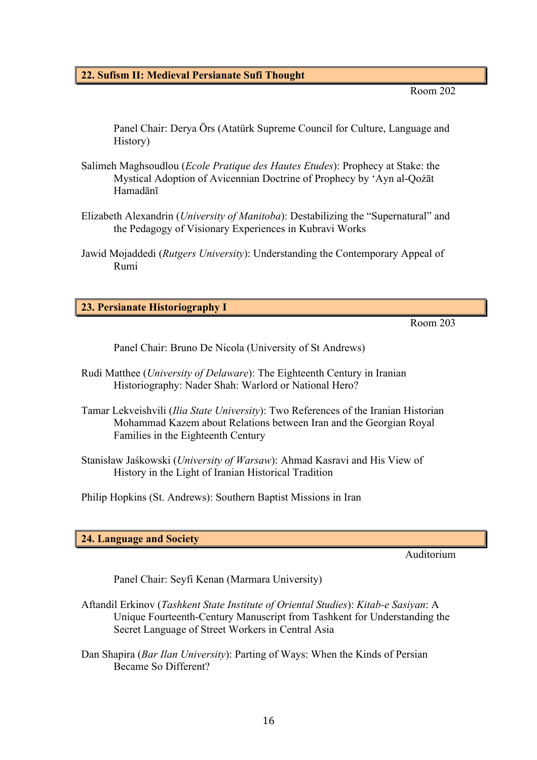## 22. Sufism II: Medieval Persianate Sufi Thought

Room 202

Panel Chair: Derya Örs (Atatürk Supreme Council for Culture, Language and History)

Salimeh Maghsoudlou (*Ecole Pratique des Hautes Etudes*): Prophecy at Stake: the Mystical Adoption of Avicennian Doctrine of Prophecy by ʻAyn al-Qożāt Hamadānī

Elizabeth Alexandrin (*University of Manitoba*): Destabilizing the "Supernatural" and the Pedagogy of Visionary Experiences in Kubravi Works

Jawid Mojaddedi (*Rutgers University*): Understanding the Contemporary Appeal of Rumi

## 23. Persianate Historiography I

Room 203

Panel Chair: Bruno De Nicola (University of St Andrews)

Rudi Matthee (*University of Delaware*): The Eighteenth Century in Iranian Historiography: Nader Shah: Warlord or National Hero?

Tamar Lekveishvili (*Ilia State University*): Two References of the Iranian Historian Mohammad Kazem about Relations between Iran and the Georgian Royal Families in the Eighteenth Century

Stanisław Jaśkowski (*University of Warsaw*): Ahmad Kasravi and His View of History in the Light of Iranian Historical Tradition

Philip Hopkins (St. Andrews): Southern Baptist Missions in Iran

## 24. Language and Society

Auditorium

Panel Chair: Seyfi Kenan (Marmara University)

Aftandil Erkinov (*Tashkent State Institute of Oriental Studies*): *Kitab-e Sasiyan*: A Unique Fourteenth-Century Manuscript from Tashkent for Understanding the Secret Language of Street Workers in Central Asia

Dan Shapira (*Bar Ilan University*): Parting of Ways: When the Kinds of Persian Became So Different?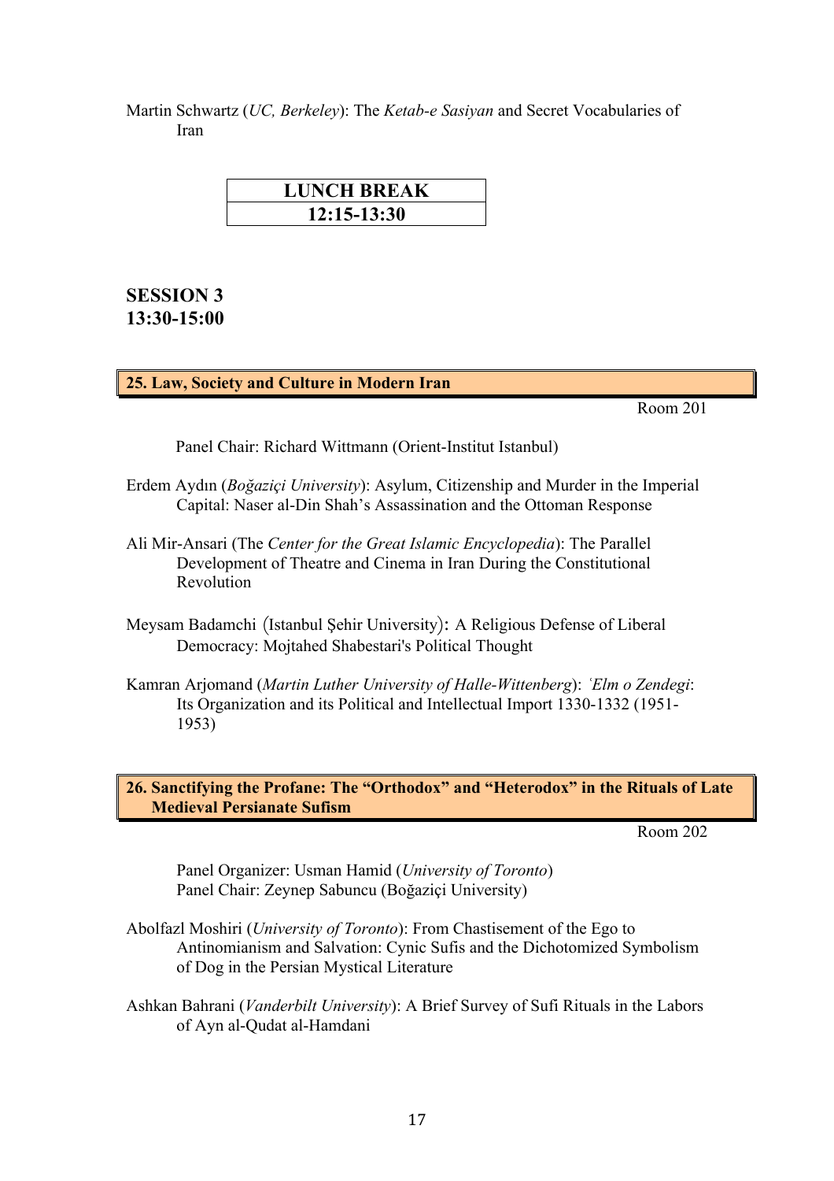Martin Schwartz (*UC, Berkeley*): The *Ketab-e Sasiyan* and Secret Vocabularies of Iran

| LUNCH BREAK |
| --- |
| 12:15-13:30 |

## SESSION 3
## 13:30-15:00

### 25. Law, Society and Culture in Modern Iran

Room 201

Panel Chair: Richard Wittmann (Orient-Institut Istanbul)

Erdem Aydın (*Boğaziçi University*): Asylum, Citizenship and Murder in the Imperial Capital: Naser al-Din Shah's Assassination and the Ottoman Response

Ali Mir-Ansari (The *Center for the Great Islamic Encyclopedia*): The Parallel Development of Theatre and Cinema in Iran During the Constitutional Revolution

Meysam Badamchi (Istanbul Şehir University): A Religious Defense of Liberal Democracy: Mojtahed Shabestari's Political Thought

Kamran Arjomand (*Martin Luther University of Halle-Wittenberg*): *ʿElm o Zendegi*: Its Organization and its Political and Intellectual Import 1330-1332 (1951-1953)

### 26. Sanctifying the Profane: The "Orthodox" and "Heterodox" in the Rituals of Late Medieval Persianate Sufism

Room 202

Panel Organizer: Usman Hamid (*University of Toronto*)
Panel Chair: Zeynep Sabuncu (Boğaziçi University)

Abolfazl Moshiri (*University of Toronto*): From Chastisement of the Ego to Antinomianism and Salvation: Cynic Sufis and the Dichotomized Symbolism of Dog in the Persian Mystical Literature

Ashkan Bahrani (*Vanderbilt University*): A Brief Survey of Sufi Rituals in the Labors of Ayn al-Qudat al-Hamdani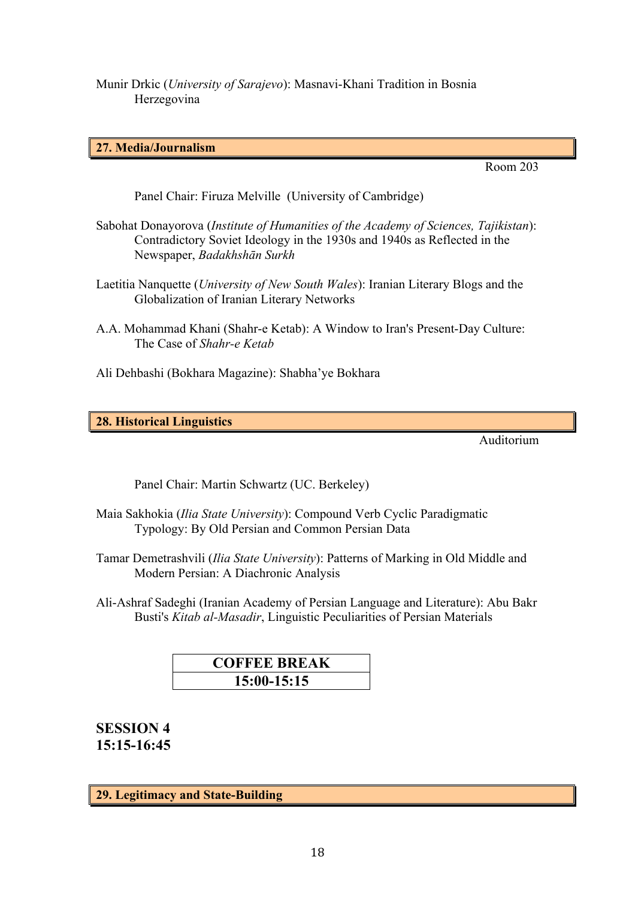Munir Drkic (*University of Sarajevo*): Masnavi-Khani Tradition in Bosnia Herzegovina

## 27. Media/Journalism

Room 203

Panel Chair: Firuza Melville (University of Cambridge)

Sabohat Donayorova (*Institute of Humanities of the Academy of Sciences, Tajikistan*): Contradictory Soviet Ideology in the 1930s and 1940s as Reflected in the Newspaper, *Badakhshān Surkh*

Laetitia Nanquette (*University of New South Wales*): Iranian Literary Blogs and the Globalization of Iranian Literary Networks

A.A. Mohammad Khani (Shahr-e Ketab): A Window to Iran's Present-Day Culture: The Case of *Shahr-e Ketab*

Ali Dehbashi (Bokhara Magazine): Shabha'ye Bokhara

## 28. Historical Linguistics

Auditorium

Panel Chair: Martin Schwartz (UC. Berkeley)

Maia Sakhokia (*Ilia State University*): Compound Verb Cyclic Paradigmatic Typology: By Old Persian and Common Persian Data

Tamar Demetrashvili (*Ilia State University*): Patterns of Marking in Old Middle and Modern Persian: A Diachronic Analysis

Ali-Ashraf Sadeghi (Iranian Academy of Persian Language and Literature): Abu Bakr Busti's *Kitab al-Masadir*, Linguistic Peculiarities of Persian Materials

| COFFEE BREAK |
|---|
| 15:00-15:15 |

# SESSION 4
# 15:15-16:45

## 29. Legitimacy and State-Building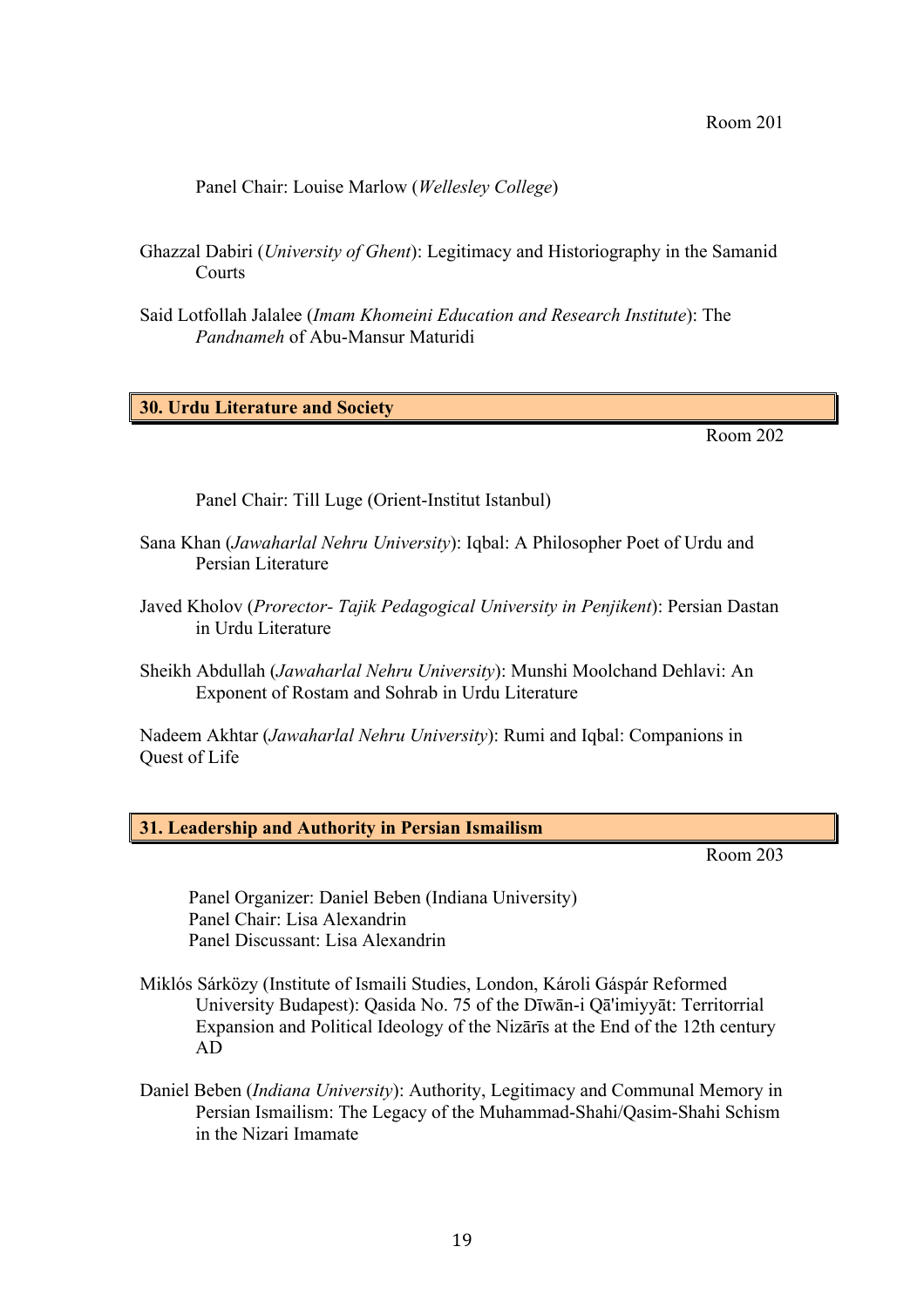Room 201

Panel Chair: Louise Marlow (*Wellesley College*)

Ghazzal Dabiri (*University of Ghent*): Legitimacy and Historiography in the Samanid Courts

Said Lotfollah Jalalee (*Imam Khomeini Education and Research Institute*): The *Pandnameh* of Abu-Mansur Maturidi

## 30. Urdu Literature and Society

Room 202

Panel Chair: Till Luge (Orient-Institut Istanbul)

Sana Khan (*Jawaharlal Nehru University*): Iqbal: A Philosopher Poet of Urdu and Persian Literature

Javed Kholov (*Prorector- Tajik Pedagogical University in Penjikent*): Persian Dastan in Urdu Literature

Sheikh Abdullah (*Jawaharlal Nehru University*): Munshi Moolchand Dehlavi: An Exponent of Rostam and Sohrab in Urdu Literature

Nadeem Akhtar (*Jawaharlal Nehru University*): Rumi and Iqbal: Companions in Quest of Life

## 31. Leadership and Authority in Persian Ismailism

Room 203

Panel Organizer: Daniel Beben (Indiana University)
Panel Chair: Lisa Alexandrin
Panel Discussant: Lisa Alexandrin

Miklós Sárközy (Institute of Ismaili Studies, London, Károli Gáspár Reformed University Budapest): Qasida No. 75 of the Dīwān-i Qā'imiyyāt: Territorrial Expansion and Political Ideology of the Nizārīs at the End of the 12th century AD

Daniel Beben (*Indiana University*): Authority, Legitimacy and Communal Memory in Persian Ismailism: The Legacy of the Muhammad-Shahi/Qasim-Shahi Schism in the Nizari Imamate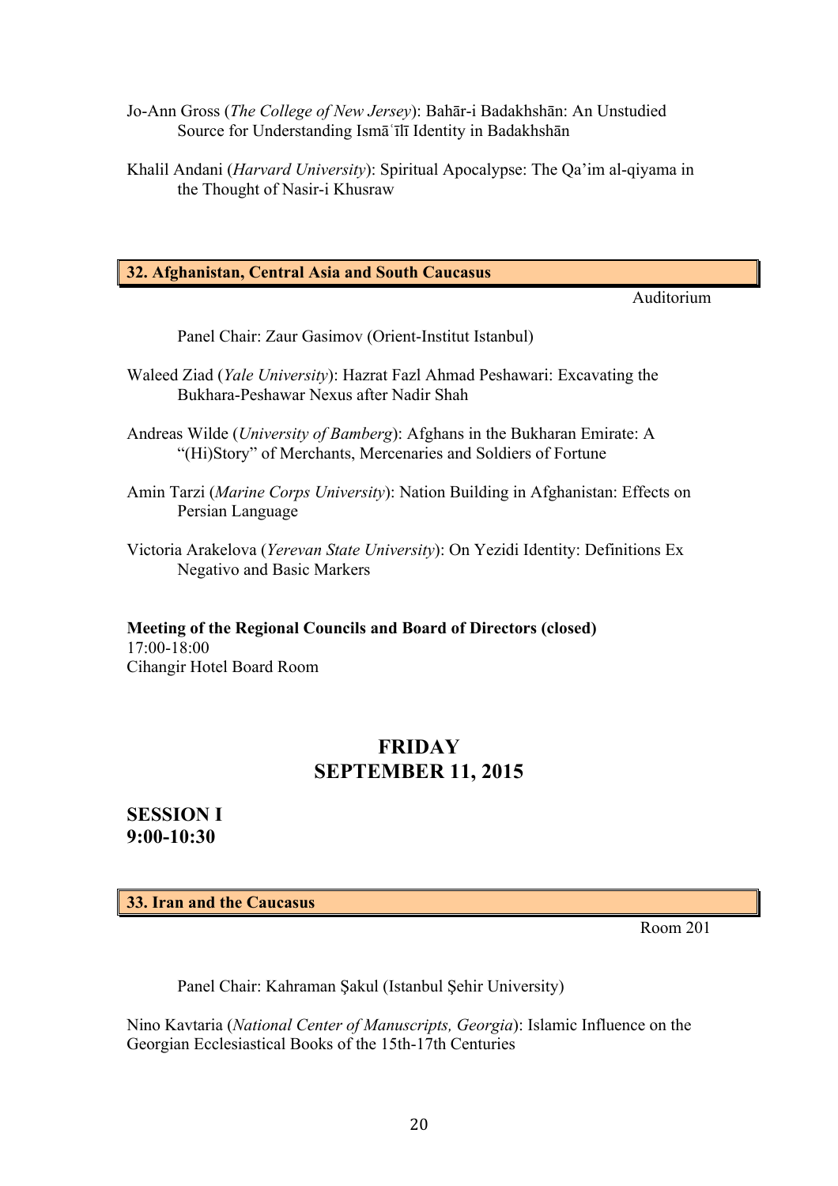Jo-Ann Gross (*The College of New Jersey*): Bahār-i Badakhshān: An Unstudied Source for Understanding Ismāʿīlī Identity in Badakhshān

Khalil Andani (*Harvard University*): Spiritual Apocalypse: The Qa'im al-qiyama in the Thought of Nasir-i Khusraw

### 32. Afghanistan, Central Asia and South Caucasus

Auditorium

Panel Chair: Zaur Gasimov (Orient-Institut Istanbul)

Waleed Ziad (*Yale University*): Hazrat Fazl Ahmad Peshawari: Excavating the Bukhara-Peshawar Nexus after Nadir Shah

Andreas Wilde (*University of Bamberg*): Afghans in the Bukharan Emirate: A "(Hi)Story" of Merchants, Mercenaries and Soldiers of Fortune

Amin Tarzi (*Marine Corps University*): Nation Building in Afghanistan: Effects on Persian Language

Victoria Arakelova (*Yerevan State University*): On Yezidi Identity: Definitions Ex Negativo and Basic Markers

**Meeting of the Regional Councils and Board of Directors (closed)**
17:00-18:00
Cihangir Hotel Board Room

# FRIDAY
# SEPTEMBER 11, 2015

## SESSION I
## 9:00-10:30

### 33. Iran and the Caucasus

Room 201

Panel Chair: Kahraman Şakul (Istanbul Şehir University)

Nino Kavtaria (*National Center of Manuscripts, Georgia*): Islamic Influence on the Georgian Ecclesiastical Books of the 15th-17th Centuries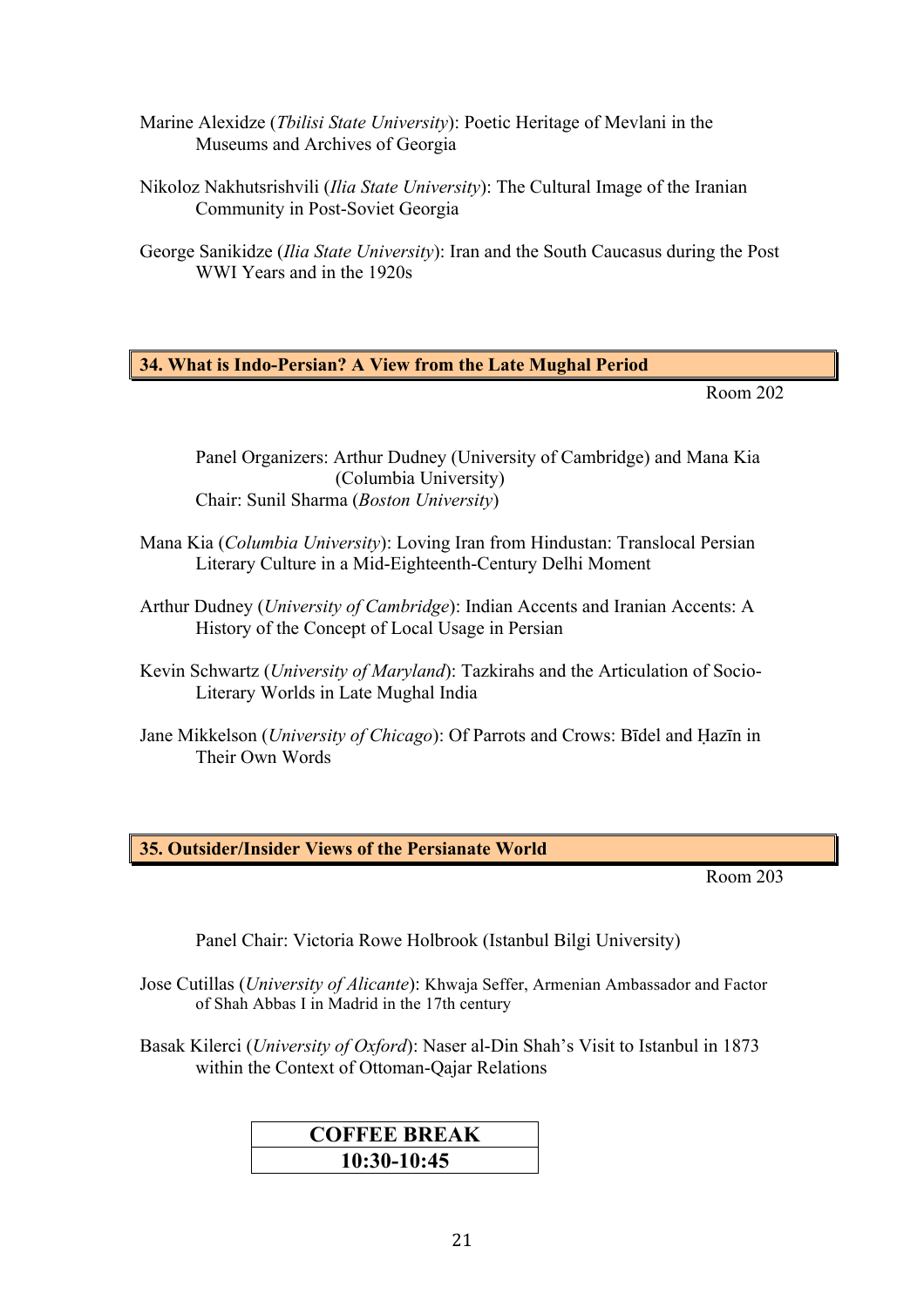Marine Alexidze (*Tbilisi State University*): Poetic Heritage of Mevlani in the Museums and Archives of Georgia

Nikoloz Nakhutsrishvili (*Ilia State University*): The Cultural Image of the Iranian Community in Post-Soviet Georgia

George Sanikidze (*Ilia State University*): Iran and the South Caucasus during the Post WWI Years and in the 1920s

## 34. What is Indo-Persian? A View from the Late Mughal Period

Room 202

Panel Organizers: Arthur Dudney (University of Cambridge) and Mana Kia (Columbia University)
Chair: Sunil Sharma (*Boston University*)

Mana Kia (*Columbia University*): Loving Iran from Hindustan: Translocal Persian Literary Culture in a Mid-Eighteenth-Century Delhi Moment

Arthur Dudney (*University of Cambridge*): Indian Accents and Iranian Accents: A History of the Concept of Local Usage in Persian

Kevin Schwartz (*University of Maryland*): Tazkirahs and the Articulation of Socio-Literary Worlds in Late Mughal India

Jane Mikkelson (*University of Chicago*): Of Parrots and Crows: Bīdel and Ḥazīn in Their Own Words

## 35. Outsider/Insider Views of the Persianate World

Room 203

Panel Chair: Victoria Rowe Holbrook (Istanbul Bilgi University)

Jose Cutillas (*University of Alicante*): Khwaja Seffer, Armenian Ambassador and Factor of Shah Abbas I in Madrid in the 17th century

Basak Kilerci (*University of Oxford*): Naser al-Din Shah's Visit to Istanbul in 1873 within the Context of Ottoman-Qajar Relations

| COFFEE BREAK |
| --- |
| 10:30-10:45 |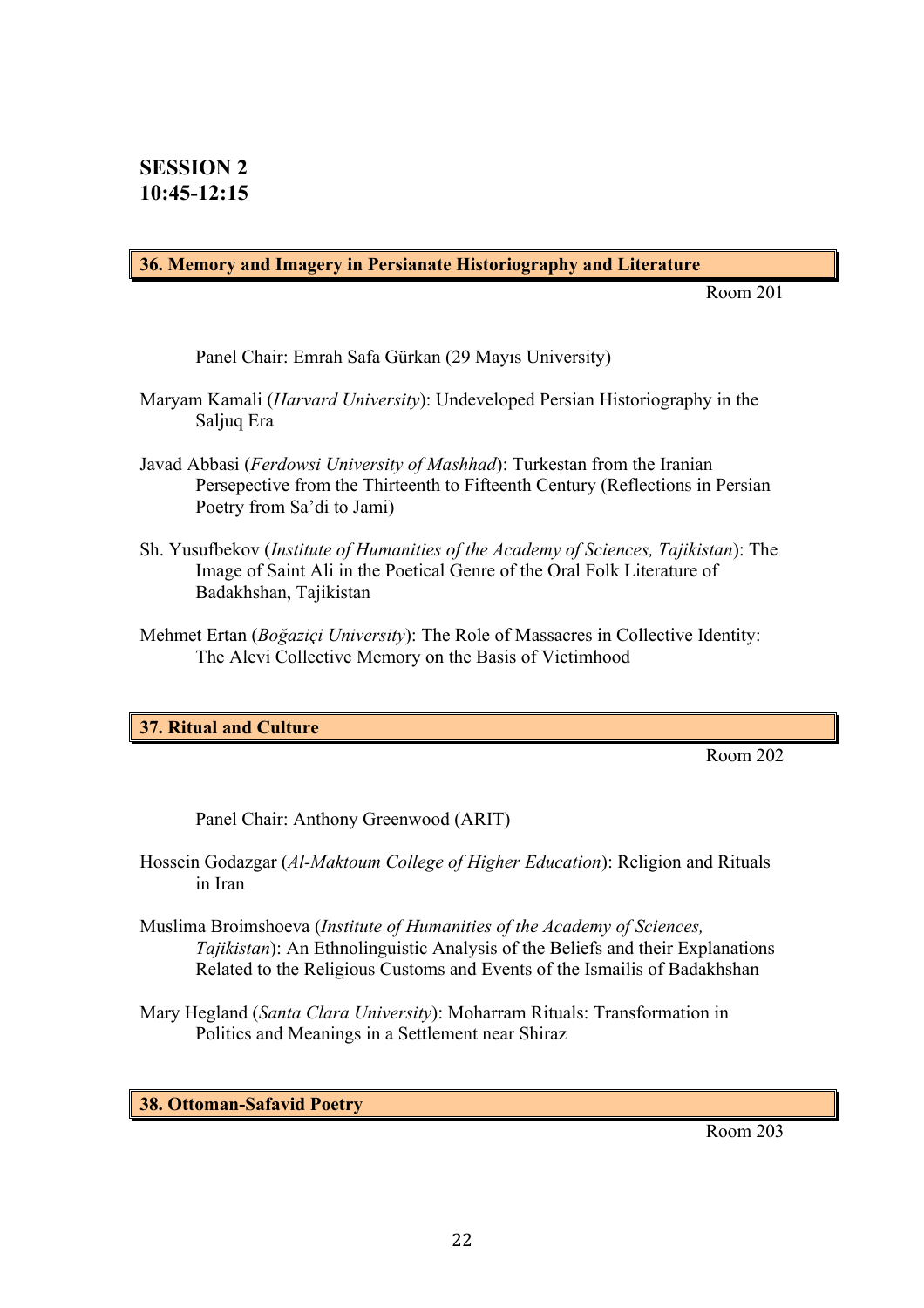## SESSION 2
## 10:45-12:15

### 36. Memory and Imagery in Persianate Historiography and Literature

Room 201

Panel Chair: Emrah Safa Gürkan (29 Mayıs University)

Maryam Kamali (*Harvard University*): Undeveloped Persian Historiography in the Saljuq Era

Javad Abbasi (*Ferdowsi University of Mashhad*): Turkestan from the Iranian Persepective from the Thirteenth to Fifteenth Century (Reflections in Persian Poetry from Sa'di to Jami)

Sh. Yusufbekov (*Institute of Humanities of the Academy of Sciences, Tajikistan*): The Image of Saint Ali in the Poetical Genre of the Oral Folk Literature of Badakhshan, Tajikistan

Mehmet Ertan (*Boğaziçi University*): The Role of Massacres in Collective Identity: The Alevi Collective Memory on the Basis of Victimhood

### 37. Ritual and Culture

Room 202

Panel Chair: Anthony Greenwood (ARIT)

Hossein Godazgar (*Al-Maktoum College of Higher Education*): Religion and Rituals in Iran

Muslima Broimshoeva (*Institute of Humanities of the Academy of Sciences, Tajikistan*): An Ethnolinguistic Analysis of the Beliefs and their Explanations Related to the Religious Customs and Events of the Ismailis of Badakhshan

Mary Hegland (*Santa Clara University*): Moharram Rituals: Transformation in Politics and Meanings in a Settlement near Shiraz

### 38. Ottoman-Safavid Poetry

Room 203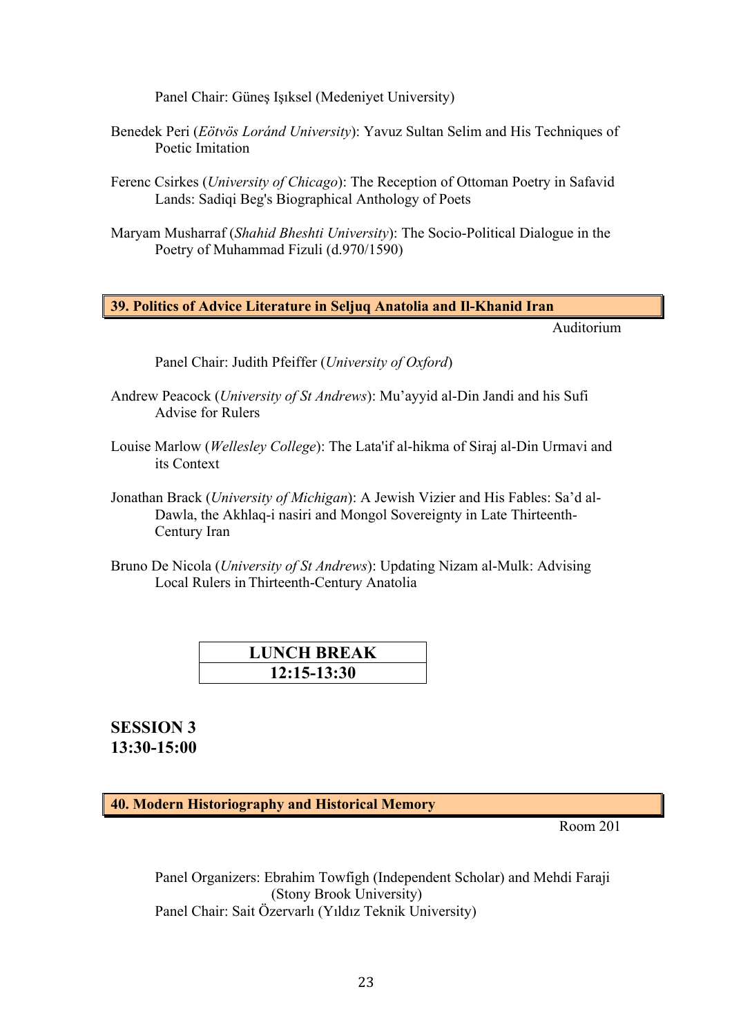Panel Chair: Güneş Işıksel (Medeniyet University)

Benedek Peri (*Eötvös Loránd University*): Yavuz Sultan Selim and His Techniques of Poetic Imitation

Ferenc Csirkes (*University of Chicago*): The Reception of Ottoman Poetry in Safavid Lands: Sadiqi Beg's Biographical Anthology of Poets

Maryam Musharraf (*Shahid Bheshti University*): The Socio-Political Dialogue in the Poetry of Muhammad Fizuli (d.970/1590)

### 39. Politics of Advice Literature in Seljuq Anatolia and Il-Khanid Iran

Auditorium

Panel Chair: Judith Pfeiffer (*University of Oxford*)

Andrew Peacock (*University of St Andrews*): Mu'ayyid al-Din Jandi and his Sufi Advise for Rulers

Louise Marlow (*Wellesley College*): The Lata'if al-hikma of Siraj al-Din Urmavi and its Context

Jonathan Brack (*University of Michigan*): A Jewish Vizier and His Fables: Sa'd al-Dawla, the Akhlaq-i nasiri and Mongol Sovereignty in Late Thirteenth-Century Iran

Bruno De Nicola (*University of St Andrews*): Updating Nizam al-Mulk: Advising Local Rulers in Thirteenth-Century Anatolia

| **LUNCH BREAK** |
| --- |
| **12:15-13:30** |

## SESSION 3
## 13:30-15:00

### 40. Modern Historiography and Historical Memory

Room 201

Panel Organizers: Ebrahim Towfigh (Independent Scholar) and Mehdi Faraji (Stony Brook University)
Panel Chair: Sait Özervarlı (Yıldız Teknik University)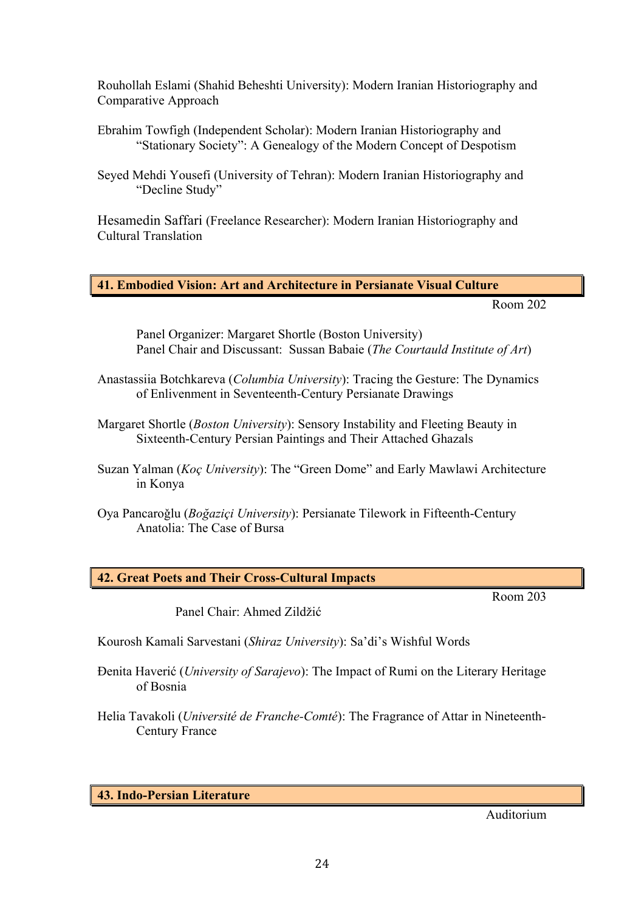Rouhollah Eslami (Shahid Beheshti University): Modern Iranian Historiography and Comparative Approach

Ebrahim Towfigh (Independent Scholar): Modern Iranian Historiography and "Stationary Society": A Genealogy of the Modern Concept of Despotism

Seyed Mehdi Yousefi (University of Tehran): Modern Iranian Historiography and "Decline Study"

Hesamedin Saffari (Freelance Researcher): Modern Iranian Historiography and Cultural Translation

## 41. Embodied Vision: Art and Architecture in Persianate Visual Culture

Room 202

Panel Organizer: Margaret Shortle (Boston University)
Panel Chair and Discussant: Sussan Babaie (*The Courtauld Institute of Art*)

Anastassiia Botchkareva (*Columbia University*): Tracing the Gesture: The Dynamics of Enlivenment in Seventeenth-Century Persianate Drawings

Margaret Shortle (*Boston University*): Sensory Instability and Fleeting Beauty in Sixteenth-Century Persian Paintings and Their Attached Ghazals

Suzan Yalman (*Koç University*): The "Green Dome" and Early Mawlawi Architecture in Konya

Oya Pancaroğlu (*Boğaziçi University*): Persianate Tilework in Fifteenth-Century Anatolia: The Case of Bursa

## 42. Great Poets and Their Cross-Cultural Impacts

Room 203

Panel Chair: Ahmed Zildžić

Kourosh Kamali Sarvestani (*Shiraz University*): Sa'di's Wishful Words

Đenita Haverić (*University of Sarajevo*): The Impact of Rumi on the Literary Heritage of Bosnia

Helia Tavakoli (*Université de Franche-Comté*): The Fragrance of Attar in Nineteenth-Century France

## 43. Indo-Persian Literature

Auditorium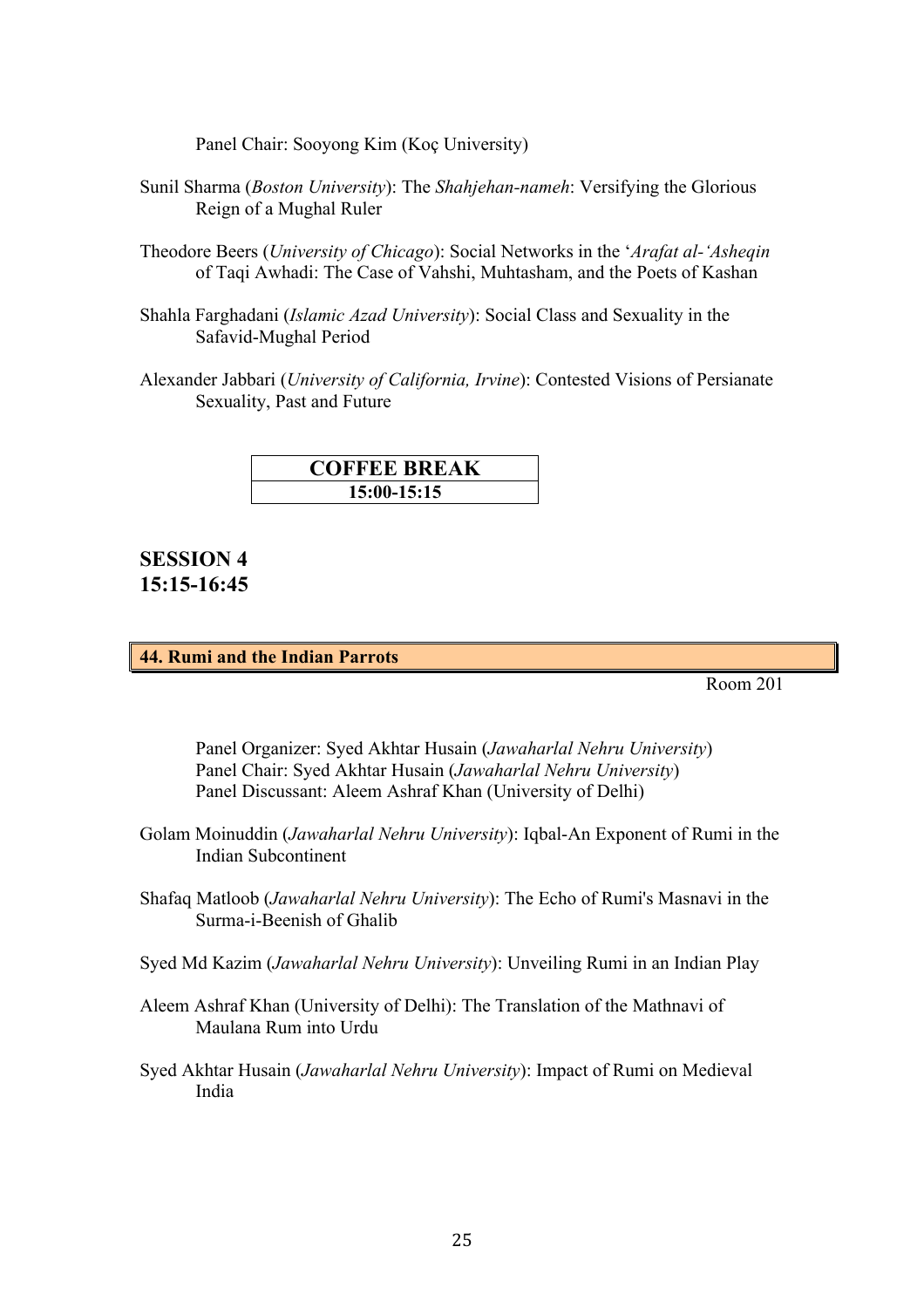Panel Chair: Sooyong Kim (Koç University)

Sunil Sharma (*Boston University*): The *Shahjehan-nameh*: Versifying the Glorious Reign of a Mughal Ruler

Theodore Beers (*University of Chicago*): Social Networks in the '*Arafat al-'Asheqin* of Taqi Awhadi: The Case of Vahshi, Muhtasham, and the Poets of Kashan

Shahla Farghadani (*Islamic Azad University*): Social Class and Sexuality in the Safavid-Mughal Period

Alexander Jabbari (*University of California, Irvine*): Contested Visions of Persianate Sexuality, Past and Future

| COFFEE BREAK |
|---|
| 15:00-15:15 |

## SESSION 4
## 15:15-16:45

### 44. Rumi and the Indian Parrots

Room 201

Panel Organizer: Syed Akhtar Husain (*Jawaharlal Nehru University*)
Panel Chair: Syed Akhtar Husain (*Jawaharlal Nehru University*)
Panel Discussant: Aleem Ashraf Khan (University of Delhi)

Golam Moinuddin (*Jawaharlal Nehru University*): Iqbal-An Exponent of Rumi in the Indian Subcontinent

Shafaq Matloob (*Jawaharlal Nehru University*): The Echo of Rumi's Masnavi in the Surma-i-Beenish of Ghalib

Syed Md Kazim (*Jawaharlal Nehru University*): Unveiling Rumi in an Indian Play

Aleem Ashraf Khan (University of Delhi): The Translation of the Mathnavi of Maulana Rum into Urdu

Syed Akhtar Husain (*Jawaharlal Nehru University*): Impact of Rumi on Medieval India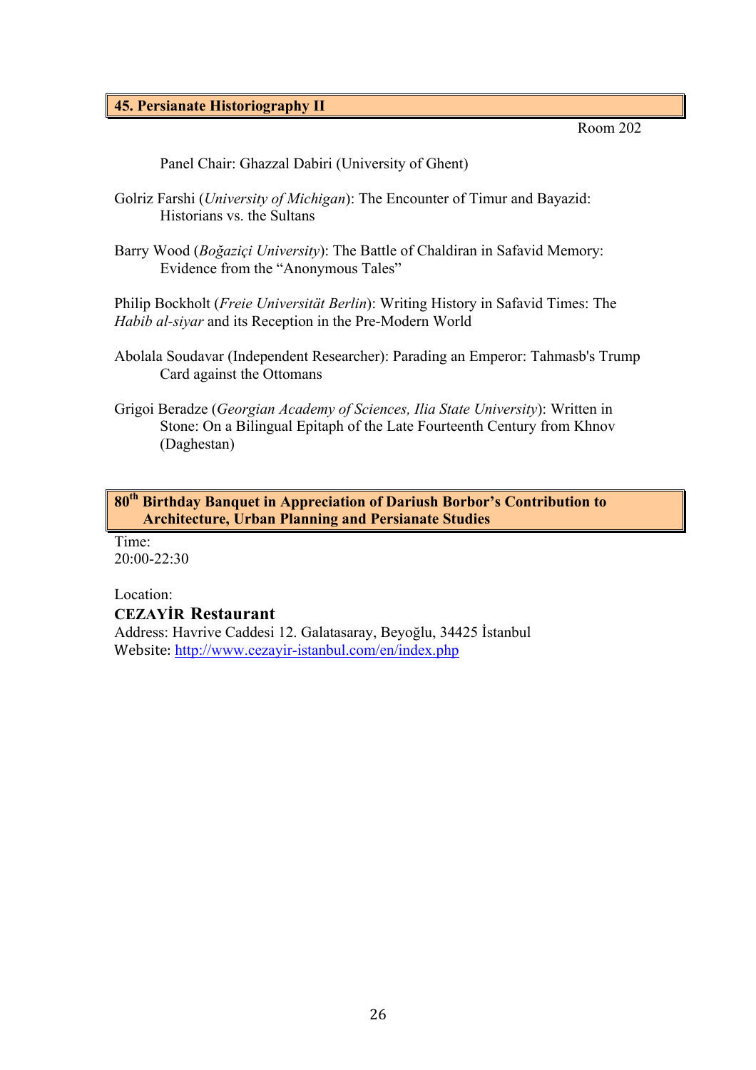## 45. Persianate Historiography II

Room 202

Panel Chair: Ghazzal Dabiri (University of Ghent)

Golriz Farshi (*University of Michigan*): The Encounter of Timur and Bayazid: Historians vs. the Sultans

Barry Wood (*Boğaziçi University*): The Battle of Chaldiran in Safavid Memory: Evidence from the "Anonymous Tales"

Philip Bockholt (*Freie Universität Berlin*): Writing History in Safavid Times: The *Habib al-siyar* and its Reception in the Pre-Modern World

Abolala Soudavar (Independent Researcher): Parading an Emperor: Tahmasb's Trump Card against the Ottomans

Grigoi Beradze (*Georgian Academy of Sciences, Ilia State University*): Written in Stone: On a Bilingual Epitaph of the Late Fourteenth Century from Khnov (Daghestan)

## 80th Birthday Banquet in Appreciation of Dariush Borbor's Contribution to Architecture, Urban Planning and Persianate Studies

Time:
20:00-22:30

Location:
**CEZAYİR Restaurant**
Address: Havrive Caddesi 12. Galatasaray, Beyoğlu, 34425 İstanbul
Website: http://www.cezayir-istanbul.com/en/index.php